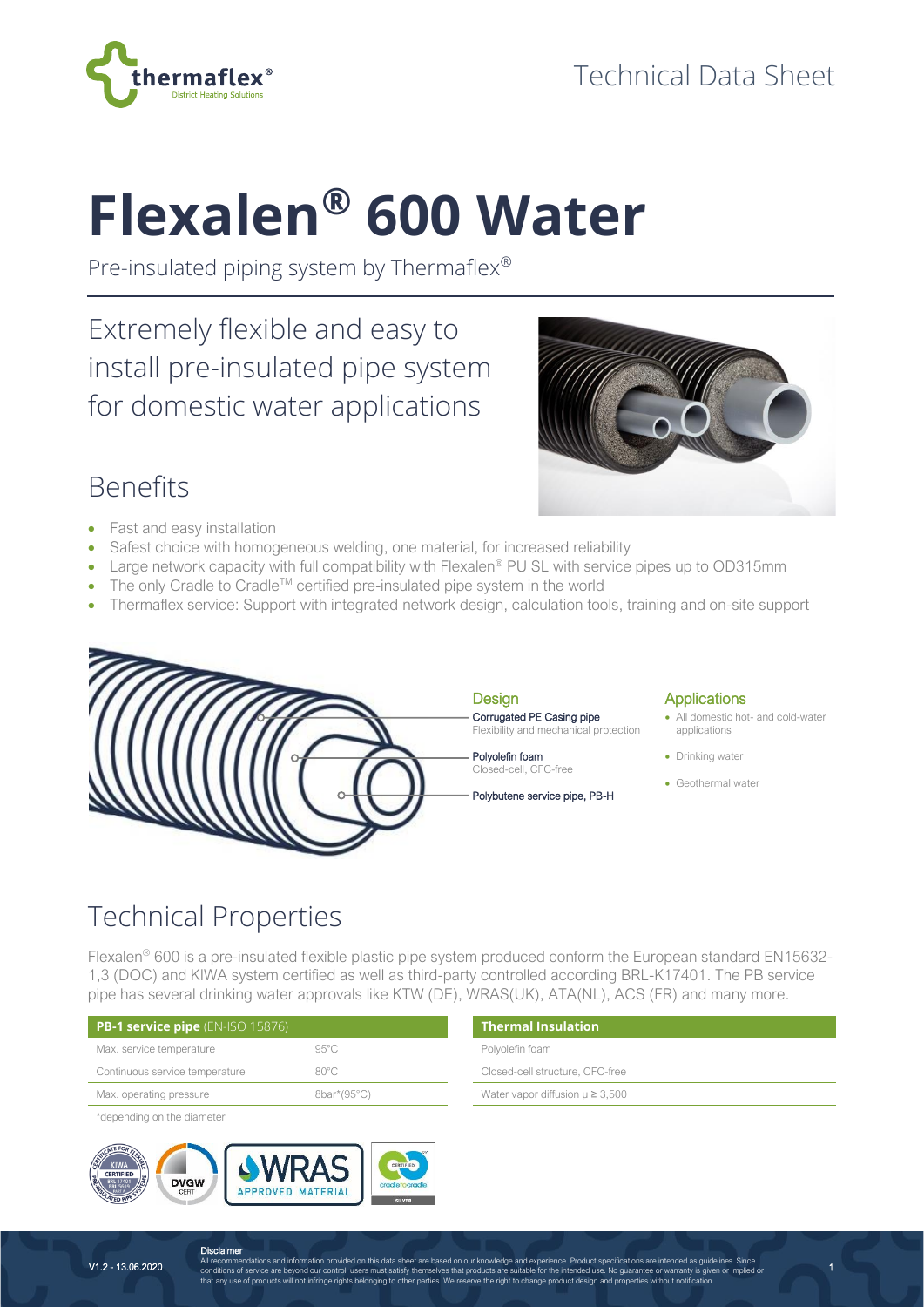Technical Data Sheet

# Flexalen® 600 Water

Pre-insulated piping system by Thermaflex®

## Extremely flexible and easy to install pre-insulated pipe system for domestic water applications

## Benefits

- Fast and easy installation
- Safest choice with homogeneous welding, one material, for increased reliability
- Large network capacity with full compatibility with Flexalen® PU SL with service pipes up to OD315mm
- The only Cradle to Cradle™ certified pre-insulated pipe system in the world
- Thermaflex service: Support with integrated network design, calculation tools, training and on-site support

### Design

**Corrugated PE Casing pipe**
Flexibility and mechanical protection

**Polyolefin foam**
Closed-cell, CFC-free

**Polybutene service pipe, PB-H**

### Applications

- All domestic hot- and cold-water applications
- Drinking water
- Geothermal water

## Technical Properties

Flexalen® 600 is a pre-insulated flexible plastic pipe system produced conform the European standard EN15632-1,3 (DOC) and KIWA system certified as well as third-party controlled according BRL-K17401. The PB service pipe has several drinking water approvals like KTW (DE), WRAS(UK), ATA(NL), ACS (FR) and many more.

| **PB-1 service pipe** (EN-ISO 15876) | |
|---|---|
| Max. service temperature | 95°C |
| Continuous service temperature | 80°C |
| Max. operating pressure | 8bar*(95°C) |

*depending on the diameter

| **Thermal Insulation** |
|---|
| Polyolefin foam |
| Closed-cell structure, CFC-free |
| Water vapor diffusion μ ≥ 3,500 |

V1.2 - 13.06.2020

**Disclaimer**
All recommendations and information provided on this data sheet are based on our knowledge and experience. Product specifications are intended as guidelines. Since conditions of service are beyond our control, users must satisfy themselves that products are suitable for the intended use. No guarantee or warranty is given or implied or that any use of products will not infringe rights belonging to other parties. We reserve the right to change product design and properties without notification.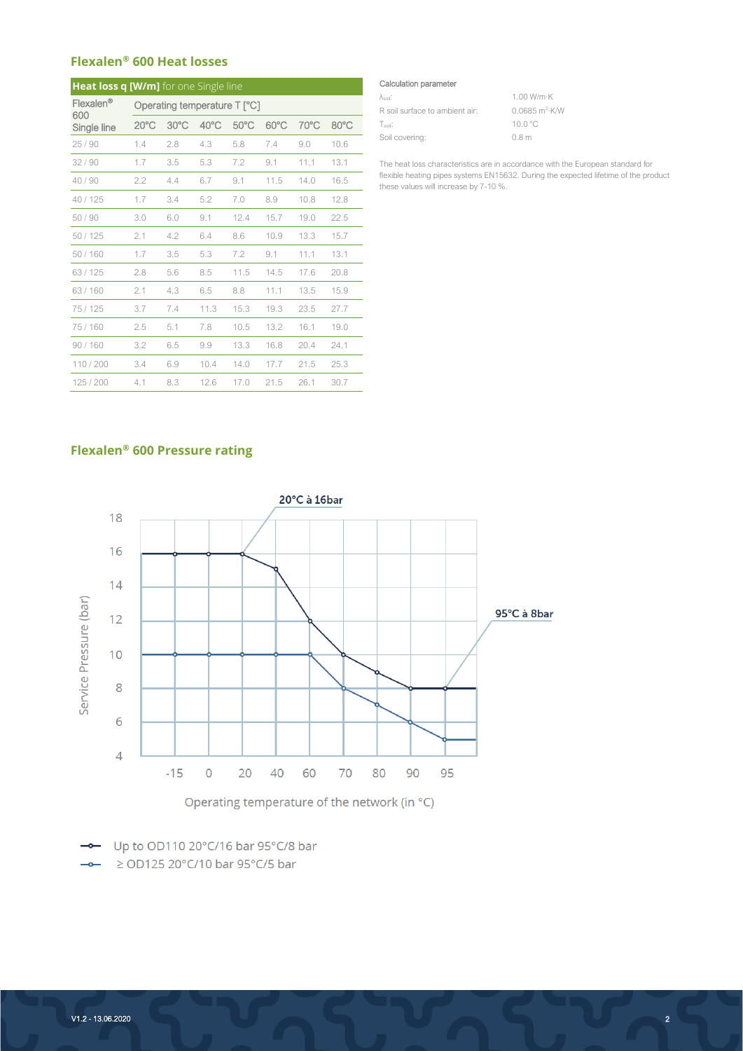## Flexalen® 600 Heat losses

| Flexalen® 600 Single line | Operating temperature T [°C] | | | | | | |
|---|---|---|---|---|---|---|---|
| | 20°C | 30°C | 40°C | 50°C | 60°C | 70°C | 80°C |
| 25 / 90 | 1.4 | 2.8 | 4.3 | 5.8 | 7.4 | 9.0 | 10.6 |
| 32 / 90 | 1.7 | 3.5 | 5.3 | 7.2 | 9.1 | 11.1 | 13.1 |
| 40 / 90 | 2.2 | 4.4 | 6.7 | 9.1 | 11.5 | 14.0 | 16.5 |
| 40 / 125 | 1.7 | 3.4 | 5.2 | 7.0 | 8.9 | 10.8 | 12.8 |
| 50 / 90 | 3.0 | 6.0 | 9.1 | 12.4 | 15.7 | 19.0 | 22.5 |
| 50 / 125 | 2.1 | 4.2 | 6.4 | 8.6 | 10.9 | 13.3 | 15.7 |
| 50 / 160 | 1.7 | 3.5 | 5.3 | 7.2 | 9.1 | 11.1 | 13.1 |
| 63 / 125 | 2.8 | 5.6 | 8.5 | 11.5 | 14.5 | 17.6 | 20.8 |
| 63 / 160 | 2.1 | 4.3 | 6.5 | 8.8 | 11.1 | 13.5 | 15.9 |
| 75 / 125 | 3.7 | 7.4 | 11.3 | 15.3 | 19.3 | 23.5 | 27.7 |
| 75 / 160 | 2.5 | 5.1 | 7.8 | 10.5 | 13.2 | 16.1 | 19.0 |
| 90 / 160 | 3.2 | 6.5 | 9.9 | 13.3 | 16.8 | 20.4 | 24.1 |
| 110 / 200 | 3.4 | 6.9 | 10.4 | 14.0 | 17.7 | 21.5 | 25.3 |
| 125 / 200 | 4.1 | 8.3 | 12.6 | 17.0 | 21.5 | 26.1 | 30.7 |

**Heat loss q [W/m]** for one Single line

Calculation parameter

| | |
|---|---|
| $\lambda_{soil}$: | 1.00 W/m·K |
| R soil surface to ambient air: | 0.0685 m²·K/W |
| $T_{soil}$: | 10.0 °C |
| Soil covering: | 0.8 m |

The heat loss characteristics are in accordance with the European standard for flexible heating pipes systems EN15632. During the expected lifetime of the product these values will increase by 7-10 %.

## Flexalen® 600 Pressure rating

20°C à 16bar

95°C à 8bar

Service Pressure (bar)

Operating temperature of the network (in °C)

| Operating temperature (°C) | -15 | 0 | 20 | 40 | 60 | 70 | 80 | 90 | 95 |
|---|---|---|---|---|---|---|---|---|---|
| Up to OD110 20°C/16 bar 95°C/8 bar | 16 | 16 | 16 | 15 | 12 | 10 | 9 | 8 | 8 |
| ≥ OD125 20°C/10 bar 95°C/5 bar | 10 | 10 | 10 | 10 | 10 | 8 | 7 | 6 | 5 |

- Up to OD110 20°C/16 bar 95°C/8 bar
- ≥ OD125 20°C/10 bar 95°C/5 bar

V1.2 - 13.06.2020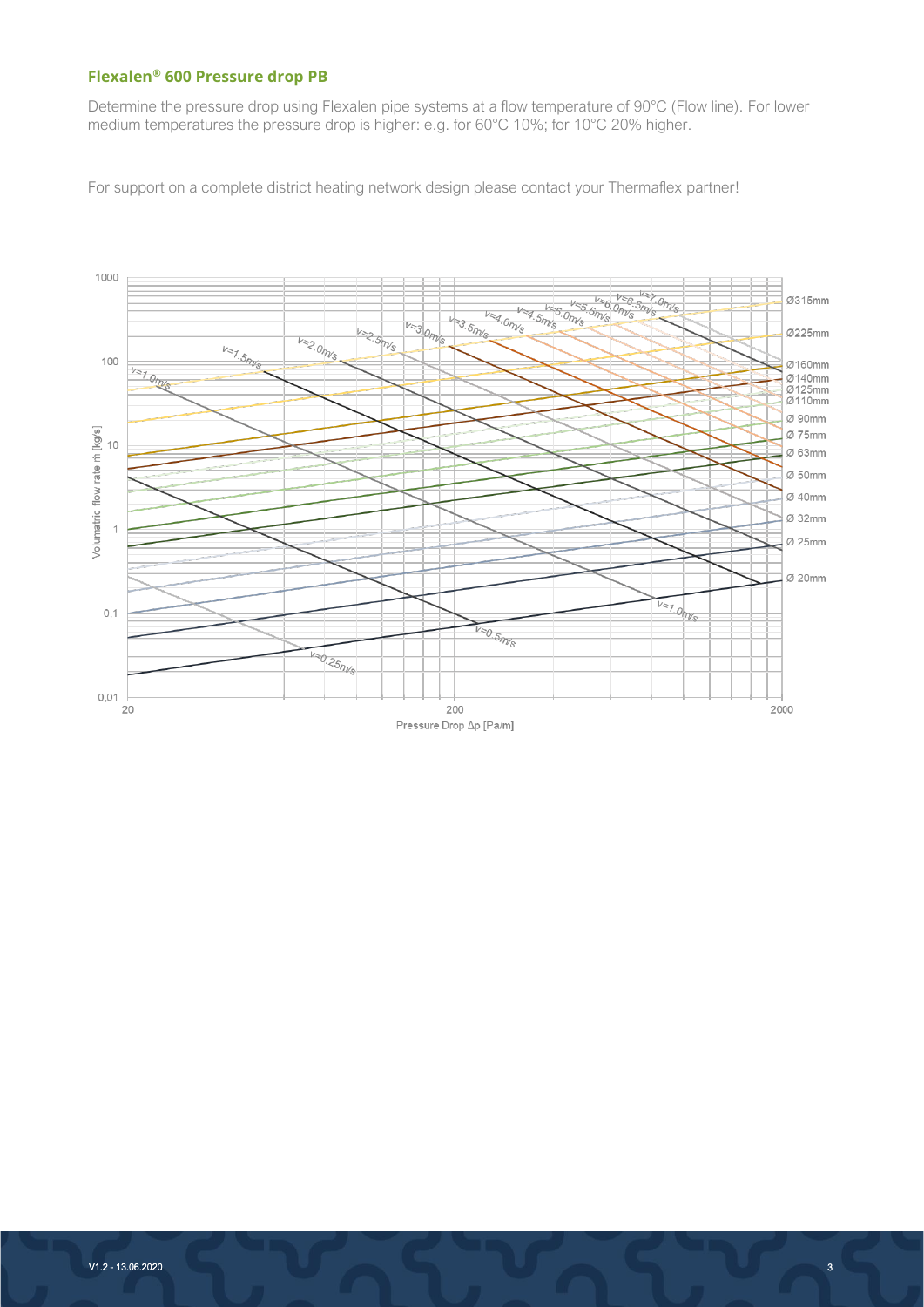### Flexalen® 600 Pressure drop PB

Determine the pressure drop using Flexalen pipe systems at a flow temperature of 90°C (Flow line). For lower medium temperatures the pressure drop is higher: e.g. for 60°C 10%; for 10°C 20% higher.

For support on a complete district heating network design please contact your Thermaflex partner!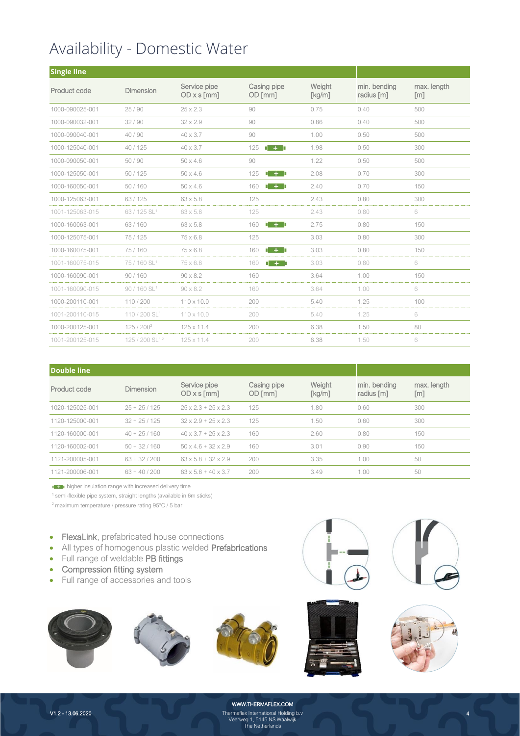# Availability - Domestic Water

**Single line**

| Product code | Dimension | Service pipe OD x s [mm] | Casing pipe OD [mm] | Weight [kg/m] | min. bending radius [m] | max. length [m] |
|---|---|---|---|---|---|---|
| 1000-090025-001 | 25 / 90 | 25 x 2.3 | 90 | 0.75 | 0.40 | 500 |
| 1000-090032-001 | 32 / 90 | 32 x 2.9 | 90 | 0.86 | 0.40 | 500 |
| 1000-090040-001 | 40 / 90 | 40 x 3.7 | 90 | 1.00 | 0.50 | 500 |
| 1000-125040-001 | 40 / 125 | 40 x 3.7 | 125 + | 1.98 | 0.50 | 300 |
| 1000-090050-001 | 50 / 90 | 50 x 4.6 | 90 | 1.22 | 0.50 | 500 |
| 1000-125050-001 | 50 / 125 | 50 x 4.6 | 125 + | 2.08 | 0.70 | 300 |
| 1000-160050-001 | 50 / 160 | 50 x 4.6 | 160 + | 2.40 | 0.70 | 150 |
| 1000-125063-001 | 63 / 125 | 63 x 5.8 | 125 | 2.43 | 0.80 | 300 |
| 1001-125063-015 | 63 / 125 SL[1] | 63 x 5.8 | 125 | 2.43 | 0.80 | 6 |
| 1000-160063-001 | 63 / 160 | 63 x 5.8 | 160 + | 2.75 | 0.80 | 150 |
| 1000-125075-001 | 75 / 125 | 75 x 6.8 | 125 | 3.03 | 0.80 | 300 |
| 1000-160075-001 | 75 / 160 | 75 x 6.8 | 160 + | 3.03 | 0.80 | 150 |
| 1001-160075-015 | 75 / 160 SL[1] | 75 x 6.8 | 160 + | 3.03 | 0.80 | 6 |
| 1000-160090-001 | 90 / 160 | 90 x 8.2 | 160 | 3.64 | 1.00 | 150 |
| 1001-160090-015 | 90 / 160 SL[1] | 90 x 8.2 | 160 | 3.64 | 1.00 | 6 |
| 1000-200110-001 | 110 / 200 | 110 x 10.0 | 200 | 5.40 | 1.25 | 100 |
| 1001-200110-015 | 110 / 200 SL[1] | 110 x 10.0 | 200 | 5.40 | 1.25 | 6 |
| 1000-200125-001 | 125 / 200[2] | 125 x 11.4 | 200 | 6.38 | 1.50 | 80 |
| 1001-200125-015 | 125 / 200 SL[1,2] | 125 x 11.4 | 200 | 6.38 | 1.50 | 6 |

**Double line**

| Product code | Dimension | Service pipe OD x s [mm] | Casing pipe OD [mm] | Weight [kg/m] | min. bending radius [m] | max. length [m] |
|---|---|---|---|---|---|---|
| 1020-125025-001 | 25 + 25 / 125 | 25 x 2.3 + 25 x 2.3 | 125 | 1.80 | 0.60 | 300 |
| 1120-125000-001 | 32 + 25 / 125 | 32 x 2.9 + 25 x 2.3 | 125 | 1.50 | 0.60 | 300 |
| 1120-160000-001 | 40 + 25 / 160 | 40 x 3.7 + 25 x 2.3 | 160 | 2.60 | 0.80 | 150 |
| 1120-160002-001 | 50 + 32 / 160 | 50 x 4.6 + 32 x 2.9 | 160 | 3.01 | 0.90 | 150 |
| 1121-200005-001 | 63 + 32 / 200 | 63 x 5.8 + 32 x 2.9 | 200 | 3.35 | 1.00 | 50 |
| 1121-200006-001 | 63 + 40 / 200 | 63 x 5.8 + 40 x 3.7 | 200 | 3.49 | 1.00 | 50 |

\+ higher insulation range with increased delivery time

[1] semi-flexible pipe system, straight lengths (available in 6m sticks)

[2] maximum temperature / pressure rating 95°C / 5 bar

- **FlexaLink**, prefabricated house connections
- All types of homogenous plastic welded **Prefabrications**
- Full range of weldable **PB fittings**
- **Compression fitting system**
- Full range of accessories and tools

WWW.THERMAFLEX.COM

V1.2 - 13.06.2020

Thermaflex International Holding b.v
Veerweg 1, 5145 NS Waalwijk
The Netherlands